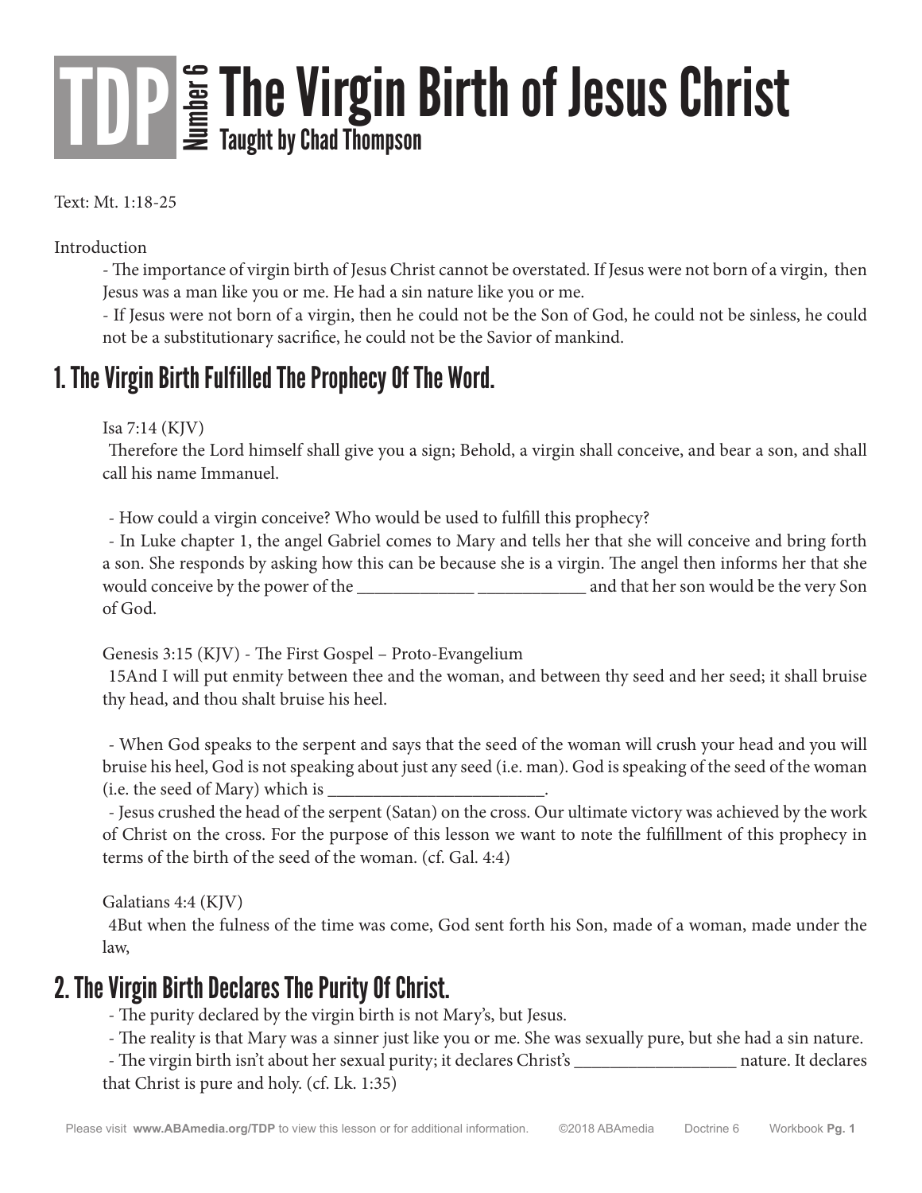# TDP Number 6 The Virgin Birth of Jesus Christ

**Taught by Chad Thompson**

Text: Mt. 1:18-25

Introduction

- The importance of virgin birth of Jesus Christ cannot be overstated. If Jesus were not born of a virgin, then Jesus was a man like you or me. He had a sin nature like you or me.
- If Jesus were not born of a virgin, then he could not be the Son of God, he could not be sinless, he could not be a substitutionary sacrifice, he could not be the Savior of mankind.

## 1. The Virgin Birth Fulfilled The Prophecy Of The Word.

Isa 7:14 (KJV)

Therefore the Lord himself shall give you a sign; Behold, a virgin shall conceive, and bear a son, and shall call his name Immanuel.

- How could a virgin conceive? Who would be used to fulfill this prophecy?
- In Luke chapter 1, the angel Gabriel comes to Mary and tells her that she will conceive and bring forth a son. She responds by asking how this can be because she is a virgin. The angel then informs her that she would conceive by the power of the _____________ ____________ and that her son would be the very Son of God.

Genesis 3:15 (KJV) - The First Gospel – Proto-Evangelium

15And I will put enmity between thee and the woman, and between thy seed and her seed; it shall bruise thy head, and thou shalt bruise his heel.

- When God speaks to the serpent and says that the seed of the woman will crush your head and you will bruise his heel, God is not speaking about just any seed (i.e. man). God is speaking of the seed of the woman (i.e. the seed of Mary) which is ________________________.
- Jesus crushed the head of the serpent (Satan) on the cross. Our ultimate victory was achieved by the work of Christ on the cross. For the purpose of this lesson we want to note the fulfillment of this prophecy in terms of the birth of the seed of the woman. (cf. Gal. 4:4)

Galatians 4:4 (KJV)

4But when the fulness of the time was come, God sent forth his Son, made of a woman, made under the law,

## 2. The Virgin Birth Declares The Purity Of Christ.

- The purity declared by the virgin birth is not Mary's, but Jesus.
- The reality is that Mary was a sinner just like you or me. She was sexually pure, but she had a sin nature.
- The virgin birth isn't about her sexual purity; it declares Christ's __________________ nature. It declares that Christ is pure and holy. (cf. Lk. 1:35)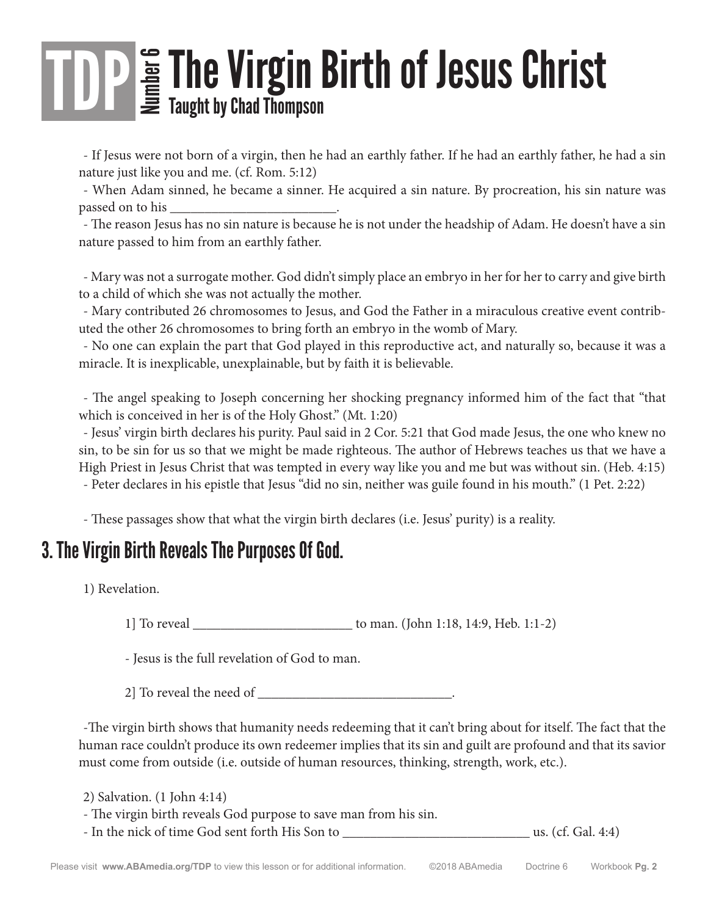- If Jesus were not born of a virgin, then he had an earthly father. If he had an earthly father, he had a sin nature just like you and me. (cf. Rom. 5:12)
- When Adam sinned, he became a sinner. He acquired a sin nature. By procreation, his sin nature was passed on to his ________________________.
- The reason Jesus has no sin nature is because he is not under the headship of Adam. He doesn't have a sin nature passed to him from an earthly father.

- Mary was not a surrogate mother. God didn't simply place an embryo in her for her to carry and give birth to a child of which she was not actually the mother.
- Mary contributed 26 chromosomes to Jesus, and God the Father in a miraculous creative event contributed the other 26 chromosomes to bring forth an embryo in the womb of Mary.
- No one can explain the part that God played in this reproductive act, and naturally so, because it was a miracle. It is inexplicable, unexplainable, but by faith it is believable.

- The angel speaking to Joseph concerning her shocking pregnancy informed him of the fact that "that which is conceived in her is of the Holy Ghost." (Mt. 1:20)
- Jesus' virgin birth declares his purity. Paul said in 2 Cor. 5:21 that God made Jesus, the one who knew no sin, to be sin for us so that we might be made righteous. The author of Hebrews teaches us that we have a High Priest in Jesus Christ that was tempted in every way like you and me but was without sin. (Heb. 4:15)
- Peter declares in his epistle that Jesus "did no sin, neither was guile found in his mouth." (1 Pet. 2:22)

- These passages show that what the virgin birth declares (i.e. Jesus' purity) is a reality.

## 3. The Virgin Birth Reveals The Purposes Of God.

1) Revelation.

1] To reveal _______________________ to man. (John 1:18, 14:9, Heb. 1:1-2)

- Jesus is the full revelation of God to man.

2] To reveal the need of ____________________________.

-The virgin birth shows that humanity needs redeeming that it can't bring about for itself. The fact that the human race couldn't produce its own redeemer implies that its sin and guilt are profound and that its savior must come from outside (i.e. outside of human resources, thinking, strength, work, etc.).

2) Salvation. (1 John 4:14)
- The virgin birth reveals God purpose to save man from his sin.
- In the nick of time God sent forth His Son to ____________________________ us. (cf. Gal. 4:4)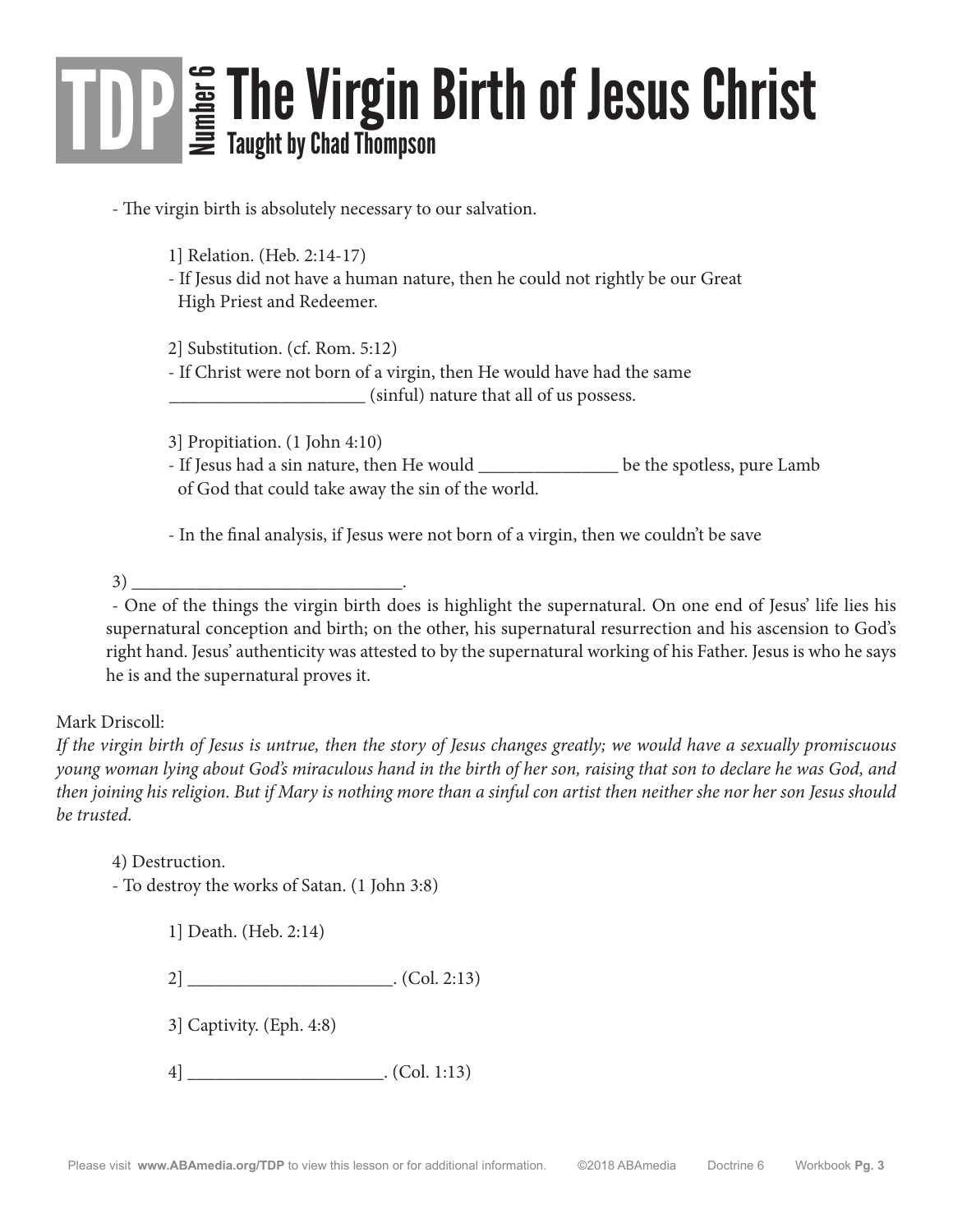# TDP Number 6 The Virgin Birth of Jesus Christ

**Taught by Chad Thompson**

- The virgin birth is absolutely necessary to our salvation.

  1] Relation. (Heb. 2:14-17)
  - If Jesus did not have a human nature, then he could not rightly be our Great High Priest and Redeemer.

  2] Substitution. (cf. Rom. 5:12)
  - If Christ were not born of a virgin, then He would have had the same _____________________ (sinful) nature that all of us possess.

  3] Propitiation. (1 John 4:10)
  - If Jesus had a sin nature, then He would _______________ be the spotless, pure Lamb of God that could take away the sin of the world.

  - In the final analysis, if Jesus were not born of a virgin, then we couldn't be save

3) ______________________________.

- One of the things the virgin birth does is highlight the supernatural. On one end of Jesus' life lies his supernatural conception and birth; on the other, his supernatural resurrection and his ascension to God's right hand. Jesus' authenticity was attested to by the supernatural working of his Father. Jesus is who he says he is and the supernatural proves it.

Mark Driscoll:

*If the virgin birth of Jesus is untrue, then the story of Jesus changes greatly; we would have a sexually promiscuous young woman lying about God's miraculous hand in the birth of her son, raising that son to declare he was God, and then joining his religion. But if Mary is nothing more than a sinful con artist then neither she nor her son Jesus should be trusted.*

4) Destruction.

- To destroy the works of Satan. (1 John 3:8)

  1] Death. (Heb. 2:14)

  2] ______________________. (Col. 2:13)

  3] Captivity. (Eph. 4:8)

  4] _____________________. (Col. 1:13)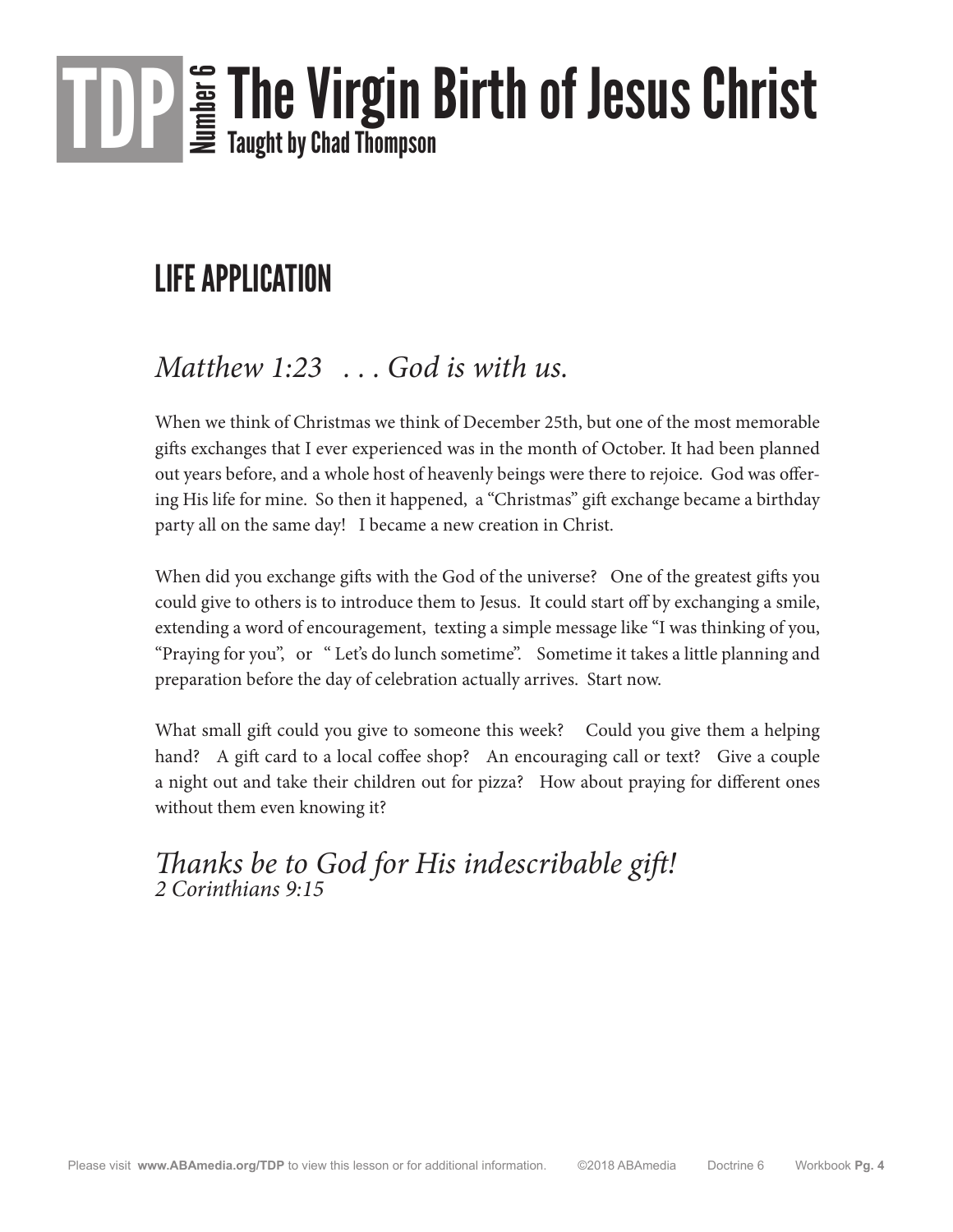# The Virgin Birth of Jesus Christ

Taught by Chad Thompson

## LIFE APPLICATION

### *Matthew 1:23 . . . God is with us.*

When we think of Christmas we think of December 25th, but one of the most memorable gifts exchanges that I ever experienced was in the month of October. It had been planned out years before, and a whole host of heavenly beings were there to rejoice. God was offering His life for mine. So then it happened, a "Christmas" gift exchange became a birthday party all on the same day! I became a new creation in Christ.

When did you exchange gifts with the God of the universe? One of the greatest gifts you could give to others is to introduce them to Jesus. It could start off by exchanging a smile, extending a word of encouragement, texting a simple message like "I was thinking of you, "Praying for you", or " Let's do lunch sometime". Sometime it takes a little planning and preparation before the day of celebration actually arrives. Start now.

What small gift could you give to someone this week? Could you give them a helping hand? A gift card to a local coffee shop? An encouraging call or text? Give a couple a night out and take their children out for pizza? How about praying for different ones without them even knowing it?

### *Thanks be to God for His indescribable gift!*
*2 Corinthians 9:15*